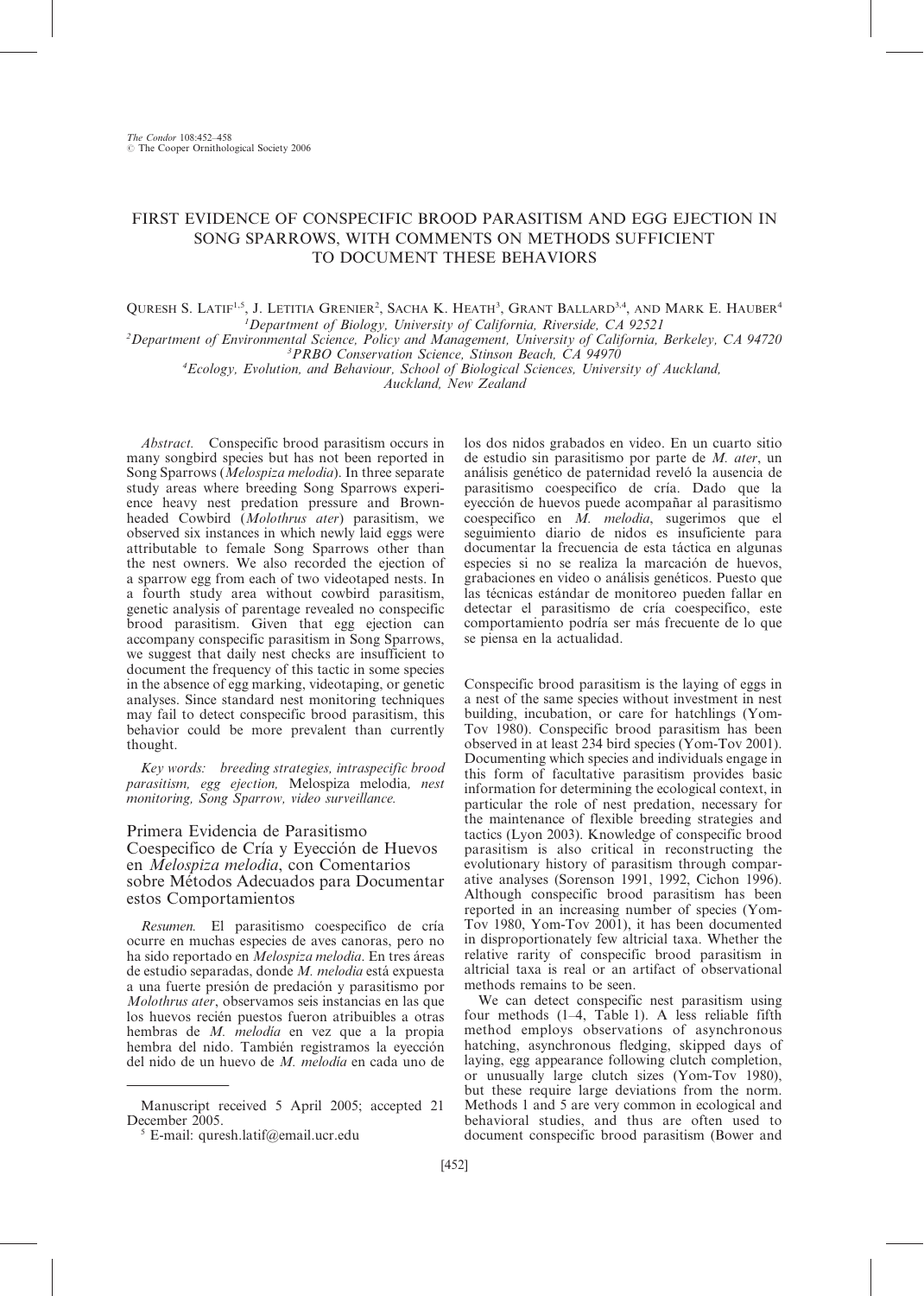# FIRST EVIDENCE OF CONSPECIFIC BROOD PARASITISM AND EGG EJECTION IN SONG SPARROWS, WITH COMMENTS ON METHODS SUFFICIENT TO DOCUMENT THESE BEHAVIORS

QURESH S. LATIF[1,5], J. LETITIA GRENIER[2], SACHA K. HEATH[3], GRANT BALLARD[3,4], AND MARK E. HAUBER[4]

[1]Department of Biology, University of California, Riverside, CA 92521

[2]Department of Environmental Science, Policy and Management, University of California, Berkeley, CA 94720

[3]PRBO Conservation Science, Stinson Beach, CA 94970

[4]Ecology, Evolution, and Behaviour, School of Biological Sciences, University of Auckland, Auckland, New Zealand

*Abstract.* Conspecific brood parasitism occurs in many songbird species but has not been reported in Song Sparrows (*Melospiza melodia*). In three separate study areas where breeding Song Sparrows experience heavy nest predation pressure and Brown-headed Cowbird (*Molothrus ater*) parasitism, we observed six instances in which newly laid eggs were attributable to female Song Sparrows other than the nest owners. We also recorded the ejection of a sparrow egg from each of two videotaped nests. In a fourth study area without cowbird parasitism, genetic analysis of parentage revealed no conspecific brood parasitism. Given that egg ejection can accompany conspecific parasitism in Song Sparrows, we suggest that daily nest checks are insufficient to document the frequency of this tactic in some species in the absence of egg marking, videotaping, or genetic analyses. Since standard nest monitoring techniques may fail to detect conspecific brood parasitism, this behavior could be more prevalent than currently thought.

*Key words:* breeding strategies, intraspecific brood parasitism, egg ejection, Melospiza melodia, nest monitoring, Song Sparrow, video surveillance.

## Primera Evidencia de Parasitismo Coespecífico de Cría y Eyección de Huevos en *Melospiza melodia*, con Comentarios sobre Métodos Adecuados para Documentar estos Comportamientos

*Resumen.* El parasitismo coespecífico de cría ocurre en muchas especies de aves canoras, pero no ha sido reportado en *Melospiza melodia*. En tres áreas de estudio separadas, donde *M. melodia* está expuesta a una fuerte presión de predación y parasitismo por *Molothrus ater*, observamos seis instancias en las que los huevos recién puestos fueron atribuibles a otras hembras de *M. melodia* en vez que a la propia hembra del nido. También registramos la eyección del nido de un huevo de *M. melodia* en cada uno de los dos nidos grabados en video. En un cuarto sitio de estudio sin parasitismo por parte de *M. ater*, un análisis genético de paternidad reveló la ausencia de parasitismo coespecífico de cría. Dado que la eyección de huevos puede acompañar al parasitismo coespecífico en *M. melodia*, sugerimos que el seguimiento diario de nidos es insuficiente para documentar la frecuencia de esta táctica en algunas especies si no se realiza la marcación de huevos, grabaciones en video o análisis genéticos. Puesto que las técnicas estándar de monitoreo pueden fallar en detectar el parasitismo de cría coespecífico, este comportamiento podría ser más frecuente de lo que se piensa en la actualidad.

Manuscript received 5 April 2005; accepted 21 December 2005.

[5] E-mail: qURESH.latif@email.ucr.edu

Conspecific brood parasitism is the laying of eggs in a nest of the same species without investment in nest building, incubation, or care for hatchlings (Yom-Tov 1980). Conspecific brood parasitism has been observed in at least 234 bird species (Yom-Tov 2001). Documenting which species and individuals engage in this form of facultative parasitism provides basic information for determining the ecological context, in particular the role of nest predation, necessary for the maintenance of flexible breeding strategies and tactics (Lyon 2003). Knowledge of conspecific brood parasitism is also critical in reconstructing the evolutionary history of parasitism through comparative analyses (Sorenson 1991, 1992, Cichon 1996). Although conspecific brood parasitism has been reported in an increasing number of species (Yom-Tov 1980, Yom-Tov 2001), it has been documented in disproportionately few altricial taxa. Whether the relative rarity of conspecific brood parasitism in altricial taxa is real or an artifact of observational methods remains to be seen.

We can detect conspecific nest parasitism using four methods (1–4, Table 1). A less reliable fifth method employs observations of asynchronous hatching, asynchronous fledging, skipped days of laying, egg appearance following clutch completion, or unusually large clutch sizes (Yom-Tov 1980), but these require large deviations from the norm. Methods 1 and 5 are very common in ecological and behavioral studies, and thus are often used to document conspecific brood parasitism (Bower and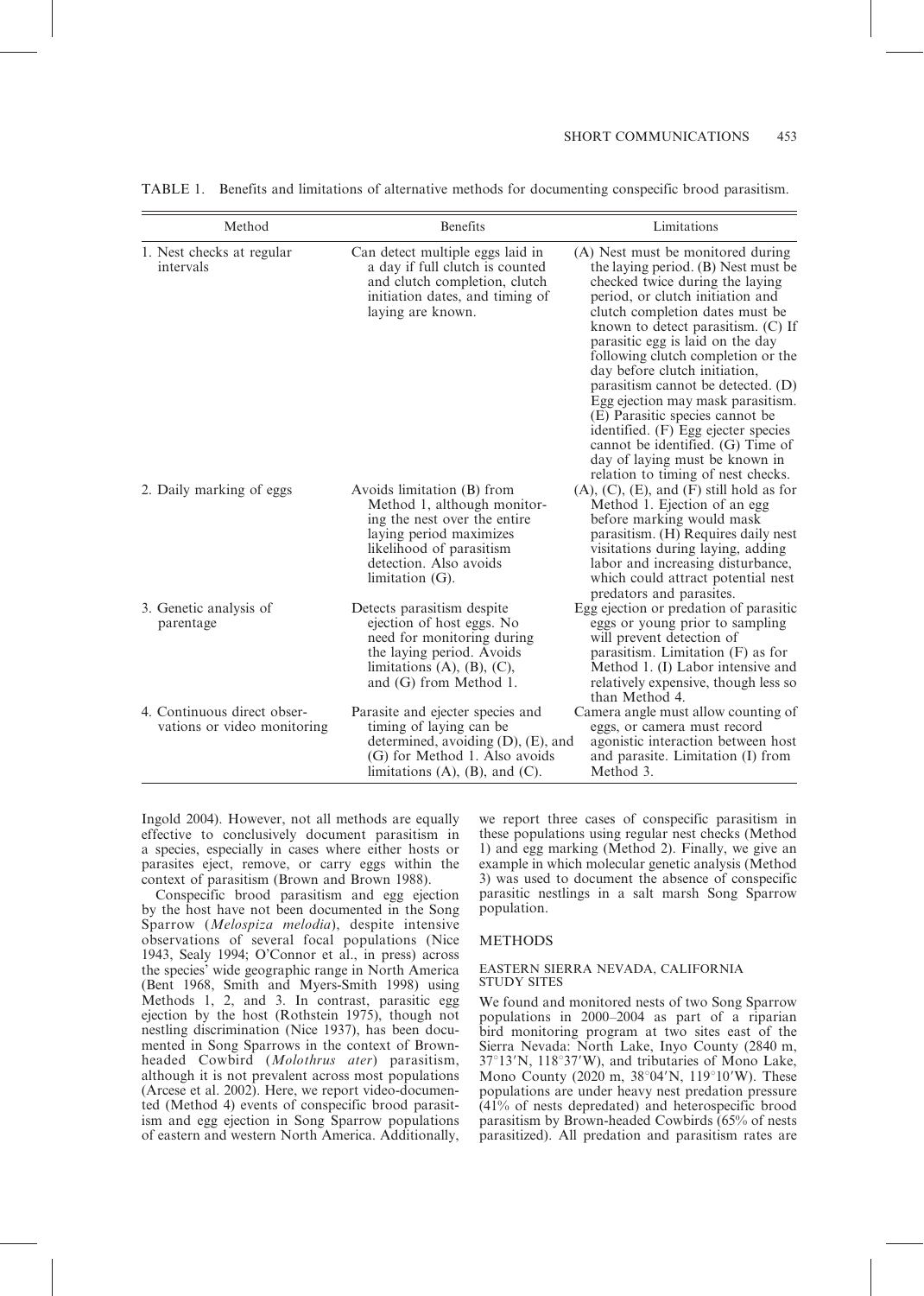TABLE 1. Benefits and limitations of alternative methods for documenting conspecific brood parasitism.

| Method | Benefits | Limitations |
| --- | --- | --- |
| 1. Nest checks at regular intervals | Can detect multiple eggs laid in a day if full clutch is counted and clutch completion, clutch initiation dates, and timing of laying are known. | (A) Nest must be monitored during the laying period. (B) Nest must be checked twice during the laying period, or clutch initiation and clutch completion dates must be known to detect parasitism. (C) If parasitic egg is laid on the day following clutch completion or the day before clutch initiation, parasitism cannot be detected. (D) Egg ejection may mask parasitism. (E) Parasitic species cannot be identified. (F) Egg ejecter species cannot be identified. (G) Time of day of laying must be known in relation to timing of nest checks. |
| 2. Daily marking of eggs | Avoids limitation (B) from Method 1, although monitoring the nest over the entire laying period maximizes likelihood of parasitism detection. Also avoids limitation (G). | (A), (C), (E), and (F) still hold as for Method 1. Ejection of an egg before marking would mask parasitism. (H) Requires daily nest visitations during laying, adding labor and increasing disturbance, which could attract potential nest predators and parasites. |
| 3. Genetic analysis of parentage | Detects parasitism despite ejection of host eggs. No need for monitoring during the laying period. Avoids limitations (A), (B), (C), and (G) from Method 1. | Egg ejection or predation of parasitic eggs or young prior to sampling will prevent detection of parasitism. Limitation (F) as for Method 1. (I) Labor intensive and relatively expensive, though less so than Method 4. |
| 4. Continuous direct observations or video monitoring | Parasite and ejecter species and timing of laying can be determined, avoiding (D), (E), and (G) for Method 1. Also avoids limitations (A), (B), and (C). | Camera angle must allow counting of eggs, or camera must record agonistic interaction between host and parasite. Limitation (I) from Method 3. |

Ingold 2004). However, not all methods are equally effective to conclusively document parasitism in a species, especially in cases where either hosts or parasites eject, remove, or carry eggs within the context of parasitism (Brown and Brown 1988).

Conspecific brood parasitism and egg ejection by the host have not been documented in the Song Sparrow (*Melospiza melodia*), despite intensive observations of several focal populations (Nice 1943, Sealy 1994; O'Connor et al., in press) across the species' wide geographic range in North America (Bent 1968, Smith and Myers-Smith 1998) using Methods 1, 2, and 3. In contrast, parasitic egg ejection by the host (Rothstein 1975), though not nestling discrimination (Nice 1937), has been documented in Song Sparrows in the context of Brown-headed Cowbird (*Molothrus ater*) parasitism, although it is not prevalent across most populations (Arcese et al. 2002). Here, we report video-documented (Method 4) events of conspecific brood parasitism and egg ejection in Song Sparrow populations of eastern and western North America. Additionally, we report three cases of conspecific parasitism in these populations using regular nest checks (Method 1) and egg marking (Method 2). Finally, we give an example in which molecular genetic analysis (Method 3) was used to document the absence of conspecific parasitic nestlings in a salt marsh Song Sparrow population.

## METHODS

### EASTERN SIERRA NEVADA, CALIFORNIA STUDY SITES

We found and monitored nests of two Song Sparrow populations in 2000–2004 as part of a riparian bird monitoring program at two sites east of the Sierra Nevada: North Lake, Inyo County (2840 m, 37°13′N, 118°37′W), and tributaries of Mono Lake, Mono County (2020 m, 38°04′N, 119°10′W). These populations are under heavy nest predation pressure (41% of nests depredated) and heterospecific brood parasitism by Brown-headed Cowbirds (65% of nests parasitized). All predation and parasitism rates are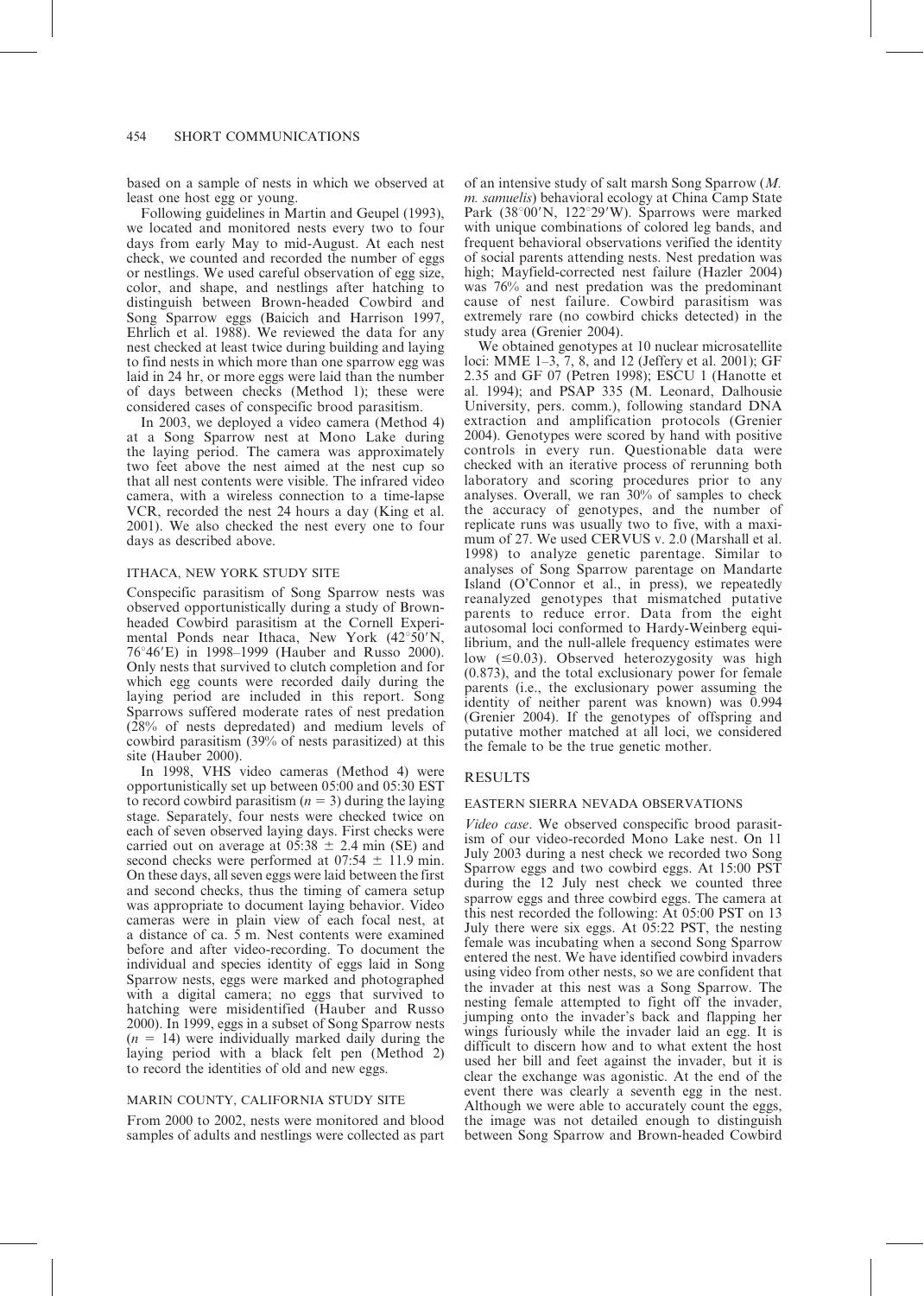based on a sample of nests in which we observed at least one host egg or young.

Following guidelines in Martin and Geupel (1993), we located and monitored nests every two to four days from early May to mid-August. At each nest check, we counted and recorded the number of eggs or nestlings. We used careful observation of egg size, color, and shape, and nestlings after hatching to distinguish between Brown-headed Cowbird and Song Sparrow eggs (Baicich and Harrison 1997, Ehrlich et al. 1988). We reviewed the data for any nest checked at least twice during building and laying to find nests in which more than one sparrow egg was laid in 24 hr, or more eggs were laid than the number of days between checks (Method 1); these were considered cases of conspecific brood parasitism.

In 2003, we deployed a video camera (Method 4) at a Song Sparrow nest at Mono Lake during the laying period. The camera was approximately two feet above the nest aimed at the nest cup so that all nest contents were visible. The infrared video camera, with a wireless connection to a time-lapse VCR, recorded the nest 24 hours a day (King et al. 2001). We also checked the nest every one to four days as described above.

### ITHACA, NEW YORK STUDY SITE

Conspecific parasitism of Song Sparrow nests was observed opportunistically during a study of Brown-headed Cowbird parasitism at the Cornell Experimental Ponds near Ithaca, New York (42°50′N, 76°46′E) in 1998–1999 (Hauber and Russo 2000). Only nests that survived to clutch completion and for which egg counts were recorded daily during the laying period are included in this report. Song Sparrows suffered moderate rates of nest predation (28% of nests depredated) and medium levels of cowbird parasitism (39% of nests parasitized) at this site (Hauber 2000).

In 1998, VHS video cameras (Method 4) were opportunistically set up between 05:00 and 05:30 EST to record cowbird parasitism ($n = 3$) during the laying stage. Separately, four nests were checked twice on each of seven observed laying days. First checks were carried out on average at 05:38 ± 2.4 min (SE) and second checks were performed at 07:54 ± 11.9 min. On these days, all seven eggs were laid between the first and second checks, thus the timing of camera setup was appropriate to document laying behavior. Video cameras were in plain view of each focal nest, at a distance of ca. 5 m. Nest contents were examined before and after video-recording. To document the individual and species identity of eggs laid in Song Sparrow nests, eggs were marked and photographed with a digital camera; no eggs that survived to hatching were misidentified (Hauber and Russo 2000). In 1999, eggs in a subset of Song Sparrow nests ($n = 14$) were individually marked daily during the laying period with a black felt pen (Method 2) to record the identities of old and new eggs.

### MARIN COUNTY, CALIFORNIA STUDY SITE

From 2000 to 2002, nests were monitored and blood samples of adults and nestlings were collected as part of an intensive study of salt marsh Song Sparrow (*M. m. samuelis*) behavioral ecology at China Camp State Park (38°00′N, 122°29′W). Sparrows were marked with unique combinations of colored leg bands, and frequent behavioral observations verified the identity of social parents attending nests. Nest predation was high; Mayfield-corrected nest failure (Hazler 2004) was 76% and nest predation was the predominant cause of nest failure. Cowbird parasitism was extremely rare (no cowbird chicks detected) in the study area (Grenier 2004).

We obtained genotypes at 10 nuclear microsatellite loci: MME 1–3, 7, 8, and 12 (Jeffery et al. 2001); GF 2.35 and GF 07 (Petren 1998); ESCU 1 (Hanotte et al. 1994); and PSAP 335 (M. Leonard, Dalhousie University, pers. comm.), following standard DNA extraction and amplification protocols (Grenier 2004). Genotypes were scored by hand with positive controls in every run. Questionable data were checked with an iterative process of rerunning both laboratory and scoring procedures prior to any analyses. Overall, we ran 30% of samples to check the accuracy of genotypes, and the number of replicate runs was usually two to five, with a maximum of 27. We used CERVUS v. 2.0 (Marshall et al. 1998) to analyze genetic parentage. Similar to analyses of Song Sparrow parentage on Mandarte Island (O'Connor et al., in press), we repeatedly reanalyzed genotypes that mismatched putative parents to reduce error. Data from the eight autosomal loci conformed to Hardy-Weinberg equilibrium, and the null-allele frequency estimates were low (≤0.03). Observed heterozygosity was high (0.873), and the total exclusionary power for female parents (i.e., the exclusionary power assuming the identity of neither parent was known) was 0.994 (Grenier 2004). If the genotypes of offspring and putative mother matched at all loci, we considered the female to be the true genetic mother.

## RESULTS

### EASTERN SIERRA NEVADA OBSERVATIONS

*Video case*. We observed conspecific brood parasitism of our video-recorded Mono Lake nest. On 11 July 2003 during a nest check we recorded two Song Sparrow eggs and two cowbird eggs. At 15:00 PST during the 12 July nest check we counted three sparrow eggs and three cowbird eggs. The camera at this nest recorded the following: At 05:00 PST on 13 July there were six eggs. At 05:22 PST, the nesting female was incubating when a second Song Sparrow entered the nest. We have identified cowbird invaders using video from other nests, so we are confident that the invader at this nest was a Song Sparrow. The nesting female attempted to fight off the invader, jumping onto the invader's back and flapping her wings furiously while the invader laid an egg. It is difficult to discern how and to what extent the host used her bill and feet against the invader, but it is clear the exchange was agonistic. At the end of the event there was clearly a seventh egg in the nest. Although we were able to accurately count the eggs, the image was not detailed enough to distinguish between Song Sparrow and Brown-headed Cowbird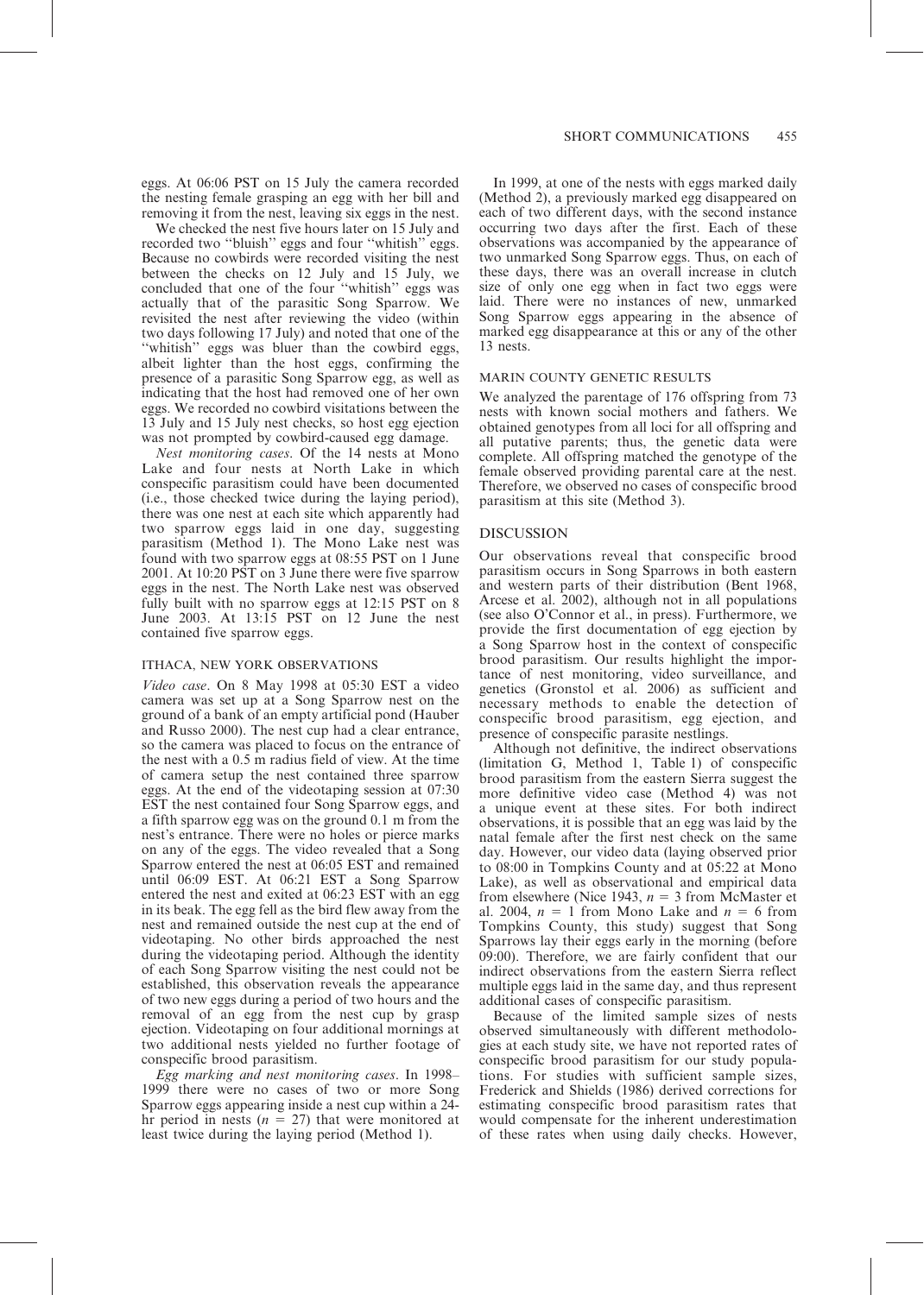eggs. At 06:06 PST on 15 July the camera recorded the nesting female grasping an egg with her bill and removing it from the nest, leaving six eggs in the nest.

We checked the nest five hours later on 15 July and recorded two ''bluish'' eggs and four ''whitish'' eggs. Because no cowbirds were recorded visiting the nest between the checks on 12 July and 15 July, we concluded that one of the four ''whitish'' eggs was actually that of the parasitic Song Sparrow. We revisited the nest after reviewing the video (within two days following 17 July) and noted that one of the ''whitish'' eggs was bluer than the cowbird eggs, albeit lighter than the host eggs, confirming the presence of a parasitic Song Sparrow egg, as well as indicating that the host had removed one of her own eggs. We recorded no cowbird visitations between the 13 July and 15 July nest checks, so host egg ejection was not prompted by cowbird-caused egg damage.

*Nest monitoring cases*. Of the 14 nests at Mono Lake and four nests at North Lake in which conspecific parasitism could have been documented (i.e., those checked twice during the laying period), there was one nest at each site which apparently had two sparrow eggs laid in one day, suggesting parasitism (Method 1). The Mono Lake nest was found with two sparrow eggs at 08:55 PST on 1 June 2001. At 10:20 PST on 3 June there were five sparrow eggs in the nest. The North Lake nest was observed fully built with no sparrow eggs at 12:15 PST on 8 June 2003. At 13:15 PST on 12 June the nest contained five sparrow eggs.

### ITHACA, NEW YORK OBSERVATIONS

*Video case*. On 8 May 1998 at 05:30 EST a video camera was set up at a Song Sparrow nest on the ground of a bank of an empty artificial pond (Hauber and Russo 2000). The nest cup had a clear entrance, so the camera was placed to focus on the entrance of the nest with a 0.5 m radius field of view. At the time of camera setup the nest contained three sparrow eggs. At the end of the videotaping session at 07:30 EST the nest contained four Song Sparrow eggs, and a fifth sparrow egg was on the ground 0.1 m from the nest's entrance. There were no holes or pierce marks on any of the eggs. The video revealed that a Song Sparrow entered the nest at 06:05 EST and remained until 06:09 EST. At 06:21 EST a Song Sparrow entered the nest and exited at 06:23 EST with an egg in its beak. The egg fell as the bird flew away from the nest and remained outside the nest cup at the end of videotaping. No other birds approached the nest during the videotaping period. Although the identity of each Song Sparrow visiting the nest could not be established, this observation reveals the appearance of two new eggs during a period of two hours and the removal of an egg from the nest cup by grasp ejection. Videotaping on four additional mornings at two additional nests yielded no further footage of conspecific brood parasitism.

*Egg marking and nest monitoring cases*. In 1998–1999 there were no cases of two or more Song Sparrow eggs appearing inside a nest cup within a 24-hr period in nests ($n = 27$) that were monitored at least twice during the laying period (Method 1).

In 1999, at one of the nests with eggs marked daily (Method 2), a previously marked egg disappeared on each of two different days, with the second instance occurring two days after the first. Each of these observations was accompanied by the appearance of two unmarked Song Sparrow eggs. Thus, on each of these days, there was an overall increase in clutch size of only one egg when in fact two eggs were laid. There were no instances of new, unmarked Song Sparrow eggs appearing in the absence of marked egg disappearance at this or any of the other 13 nests.

### MARIN COUNTY GENETIC RESULTS

We analyzed the parentage of 176 offspring from 73 nests with known social mothers and fathers. We obtained genotypes from all loci for all offspring and all putative parents; thus, the genetic data were complete. All offspring matched the genotype of the female observed providing parental care at the nest. Therefore, we observed no cases of conspecific brood parasitism at this site (Method 3).

## DISCUSSION

Our observations reveal that conspecific brood parasitism occurs in Song Sparrows in both eastern and western parts of their distribution (Bent 1968, Arcese et al. 2002), although not in all populations (see also O'Connor et al., in press). Furthermore, we provide the first documentation of egg ejection by a Song Sparrow host in the context of conspecific brood parasitism. Our results highlight the importance of nest monitoring, video surveillance, and genetics (Gronstol et al. 2006) as sufficient and necessary methods to enable the detection of conspecific brood parasitism, egg ejection, and presence of conspecific parasite nestlings.

Although not definitive, the indirect observations (limitation G, Method 1, Table 1) of conspecific brood parasitism from the eastern Sierra suggest the more definitive video case (Method 4) was not a unique event at these sites. For both indirect observations, it is possible that an egg was laid by the natal female after the first nest check on the same day. However, our video data (laying observed prior to 08:00 in Tompkins County and at 05:22 at Mono Lake), as well as observational and empirical data from elsewhere (Nice 1943, $n = 3$ from McMaster et al. 2004, $n = 1$ from Mono Lake and $n = 6$ from Tompkins County, this study) suggest that Song Sparrows lay their eggs early in the morning (before 09:00). Therefore, we are fairly confident that our indirect observations from the eastern Sierra reflect multiple eggs laid in the same day, and thus represent additional cases of conspecific parasitism.

Because of the limited sample sizes of nests observed simultaneously with different methodologies at each study site, we have not reported rates of conspecific brood parasitism for our study populations. For studies with sufficient sample sizes, Frederick and Shields (1986) derived corrections for estimating conspecific brood parasitism rates that would compensate for the inherent underestimation of these rates when using daily checks. However,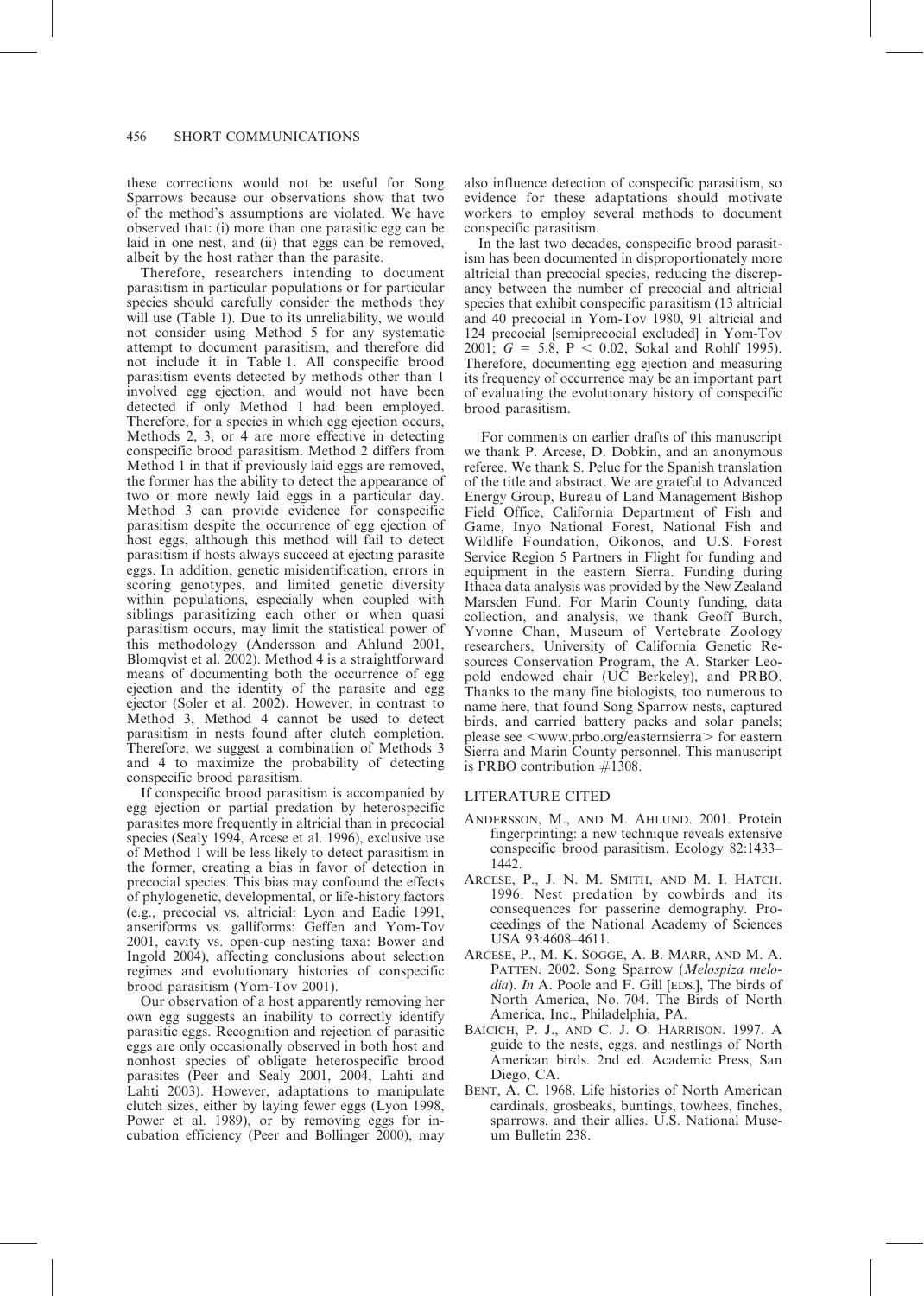these corrections would not be useful for Song Sparrows because our observations show that two of the method's assumptions are violated. We have observed that: (i) more than one parasitic egg can be laid in one nest, and (ii) that eggs can be removed, albeit by the host rather than the parasite.

Therefore, researchers intending to document parasitism in particular populations or for particular species should carefully consider the methods they will use (Table 1). Due to its unreliability, we would not consider using Method 5 for any systematic attempt to document parasitism, and therefore did not include it in Table 1. All conspecific brood parasitism events detected by methods other than 1 involved egg ejection, and would not have been detected if only Method 1 had been employed. Therefore, for a species in which egg ejection occurs, Methods 2, 3, or 4 are more effective in detecting conspecific brood parasitism. Method 2 differs from Method 1 in that if previously laid eggs are removed, the former has the ability to detect the appearance of two or more newly laid eggs in a particular day. Method 3 can provide evidence for conspecific parasitism despite the occurrence of egg ejection of host eggs, although this method will fail to detect parasitism if hosts always succeed at ejecting parasite eggs. In addition, genetic misidentification, errors in scoring genotypes, and limited genetic diversity within populations, especially when coupled with siblings parasitizing each other or when quasi parasitism occurs, may limit the statistical power of this methodology (Andersson and Ahlund 2001, Blomqvist et al. 2002). Method 4 is a straightforward means of documenting both the occurrence of egg ejection and the identity of the parasite and egg ejector (Soler et al. 2002). However, in contrast to Method 3, Method 4 cannot be used to detect parasitism in nests found after clutch completion. Therefore, we suggest a combination of Methods 3 and 4 to maximize the probability of detecting conspecific brood parasitism.

If conspecific brood parasitism is accompanied by egg ejection or partial predation by heterospecific parasites more frequently in altricial than in precocial species (Sealy 1994, Arcese et al. 1996), exclusive use of Method 1 will be less likely to detect parasitism in the former, creating a bias in favor of detection in precocial species. This bias may confound the effects of phylogenetic, developmental, or life-history factors (e.g., precocial vs. altricial: Lyon and Eadie 1991, anseriforms vs. galliforms: Geffen and Yom-Tov 2001, cavity vs. open-cup nesting taxa: Bower and Ingold 2004), affecting conclusions about selection regimes and evolutionary histories of conspecific brood parasitism (Yom-Tov 2001).

Our observation of a host apparently removing her own egg suggests an inability to correctly identify parasitic eggs. Recognition and rejection of parasitic eggs are only occasionally observed in both host and nonhost species of obligate heterospecific brood parasites (Peer and Sealy 2001, 2004, Lahti and Lahti 2003). However, adaptations to manipulate clutch sizes, either by laying fewer eggs (Lyon 1998, Power et al. 1989), or by removing eggs for incubation efficiency (Peer and Bollinger 2000), may also influence detection of conspecific parasitism, so evidence for these adaptations should motivate workers to employ several methods to document conspecific parasitism.

In the last two decades, conspecific brood parasitism has been documented in disproportionately more altricial than precocial species, reducing the discrepancy between the number of precocial and altricial species that exhibit conspecific parasitism (13 altricial and 40 precocial in Yom-Tov 1980, 91 altricial and 124 precocial [semiprecocial excluded] in Yom-Tov 2001; $G = 5.8$, $P < 0.02$, Sokal and Rohlf 1995). Therefore, documenting egg ejection and measuring its frequency of occurrence may be an important part of evaluating the evolutionary history of conspecific brood parasitism.

For comments on earlier drafts of this manuscript we thank P. Arcese, D. Dobkin, and an anonymous referee. We thank S. Peluc for the Spanish translation of the title and abstract. We are grateful to Advanced Energy Group, Bureau of Land Management Bishop Field Office, California Department of Fish and Game, Inyo National Forest, National Fish and Wildlife Foundation, Oikonos, and U.S. Forest Service Region 5 Partners in Flight for funding and equipment in the eastern Sierra. Funding during Ithaca data analysis was provided by the New Zealand Marsden Fund. For Marin County funding, data collection, and analysis, we thank Geoff Burch, Yvonne Chan, Museum of Vertebrate Zoology researchers, University of California Genetic Resources Conservation Program, the A. Starker Leopold endowed chair (UC Berkeley), and PRBO. Thanks to the many fine biologists, too numerous to name here, that found Song Sparrow nests, captured birds, and carried battery packs and solar panels; please see <www.prbo.org/easternsierra> for eastern Sierra and Marin County personnel. This manuscript is PRBO contribution #1308.

## LITERATURE CITED

Andersson, M., and M. Ahlund. 2001. Protein fingerprinting: a new technique reveals extensive conspecific brood parasitism. Ecology 82:1433–1442.

Arcese, P., J. N. M. Smith, and M. I. Hatch. 1996. Nest predation by cowbirds and its consequences for passerine demography. Proceedings of the National Academy of Sciences USA 93:4608–4611.

Arcese, P., M. K. Sogge, A. B. Marr, and M. A. Patten. 2002. Song Sparrow (*Melospiza melodia*). *In* A. Poole and F. Gill [eds.], The birds of North America, No. 704. The Birds of North America, Inc., Philadelphia, PA.

Baicich, P. J., and C. J. O. Harrison. 1997. A guide to the nests, eggs, and nestlings of North American birds. 2nd ed. Academic Press, San Diego, CA.

Bent, A. C. 1968. Life histories of North American cardinals, grosbeaks, buntings, towhees, finches, sparrows, and their allies. U.S. National Museum Bulletin 238.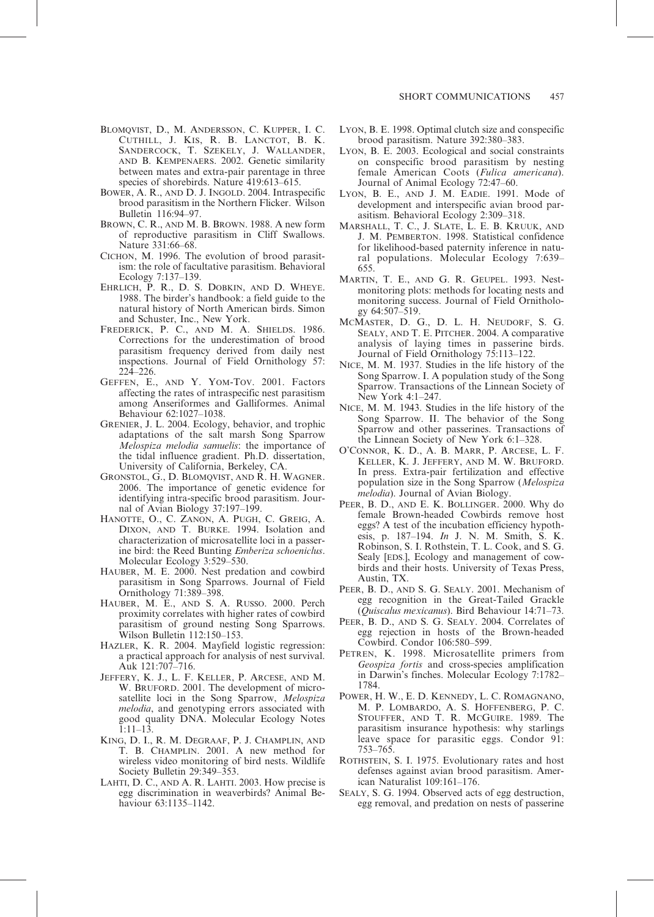BLOMQVIST, D., M. ANDERSSON, C. KUPPER, I. C. CUTHILL, J. KIS, R. B. LANCTOT, B. K. SANDERCOCK, T. SZEKELY, J. WALLANDER, AND B. KEMPENAERS. 2002. Genetic similarity between mates and extra-pair parentage in three species of shorebirds. Nature 419:613–615.

BOWER, A. R., AND D. J. INGOLD. 2004. Intraspecific brood parasitism in the Northern Flicker. Wilson Bulletin 116:94–97.

BROWN, C. R., AND M. B. BROWN. 1988. A new form of reproductive parasitism in Cliff Swallows. Nature 331:66–68.

CICHON, M. 1996. The evolution of brood parasitism: the role of facultative parasitism. Behavioral Ecology 7:137–139.

EHRLICH, P. R., D. S. DOBKIN, AND D. WHEYE. 1988. The birder's handbook: a field guide to the natural history of North American birds. Simon and Schuster, Inc., New York.

FREDERICK, P. C., AND M. A. SHIELDS. 1986. Corrections for the underestimation of brood parasitism frequency derived from daily nest inspections. Journal of Field Ornithology 57: 224–226.

GEFFEN, E., AND Y. YOM-TOV. 2001. Factors affecting the rates of intraspecific nest parasitism among Anseriformes and Galliformes. Animal Behaviour 62:1027–1038.

GRENIER, J. L. 2004. Ecology, behavior, and trophic adaptations of the salt marsh Song Sparrow *Melospiza melodia samuelis*: the importance of the tidal influence gradient. Ph.D. dissertation, University of California, Berkeley, CA.

GRONSTOL, G., D. BLOMQVIST, AND R. H. WAGNER. 2006. The importance of genetic evidence for identifying intra-specific brood parasitism. Journal of Avian Biology 37:197–199.

HANOTTE, O., C. ZANON, A. PUGH, C. GREIG, A. DIXON, AND T. BURKE. 1994. Isolation and characterization of microsatellite loci in a passerine bird: the Reed Bunting *Emberiza schoeniclus*. Molecular Ecology 3:529–530.

HAUBER, M. E. 2000. Nest predation and cowbird parasitism in Song Sparrows. Journal of Field Ornithology 71:389–398.

HAUBER, M. E., AND S. A. RUSSO. 2000. Perch proximity correlates with higher rates of cowbird parasitism of ground nesting Song Sparrows. Wilson Bulletin 112:150–153.

HAZLER, K. R. 2004. Mayfield logistic regression: a practical approach for analysis of nest survival. Auk 121:707–716.

JEFFERY, K. J., L. F. KELLER, P. ARCESE, AND M. W. BRUFORD. 2001. The development of microsatellite loci in the Song Sparrow, *Melospiza melodia*, and genotyping errors associated with good quality DNA. Molecular Ecology Notes 1:11–13.

KING, D. I., R. M. DEGRAAF, P. J. CHAMPLIN, AND T. B. CHAMPLIN. 2001. A new method for wireless video monitoring of bird nests. Wildlife Society Bulletin 29:349–353.

LAHTI, D. C., AND A. R. LAHTI. 2003. How precise is egg discrimination in weaverbirds? Animal Behaviour 63:1135–1142.

LYON, B. E. 1998. Optimal clutch size and conspecific brood parasitism. Nature 392:380–383.

LYON, B. E. 2003. Ecological and social constraints on conspecific brood parasitism by nesting female American Coots (*Fulica americana*). Journal of Animal Ecology 72:47–60.

LYON, B. E., AND J. M. EADIE. 1991. Mode of development and interspecific avian brood parasitism. Behavioral Ecology 2:309–318.

MARSHALL, T. C., J. SLATE, L. E. B. KRUUK, AND J. M. PEMBERTON. 1998. Statistical confidence for likelihood-based paternity inference in natural populations. Molecular Ecology 7:639–655.

MARTIN, T. E., AND G. R. GEUPEL. 1993. Nest-monitoring plots: methods for locating nests and monitoring success. Journal of Field Ornithology 64:507–519.

MCMASTER, D. G., D. L. H. NEUDORF, S. G. SEALY, AND T. E. PITCHER. 2004. A comparative analysis of laying times in passerine birds. Journal of Field Ornithology 75:113–122.

NICE, M. M. 1937. Studies in the life history of the Song Sparrow. I. A population study of the Song Sparrow. Transactions of the Linnean Society of New York 4:1–247.

NICE, M. M. 1943. Studies in the life history of the Song Sparrow. II. The behavior of the Song Sparrow and other passerines. Transactions of the Linnean Society of New York 6:1–328.

O'CONNOR, K. D., A. B. MARR, P. ARCESE, L. F. KELLER, K. J. JEFFERY, AND M. W. BRUFORD. In press. Extra-pair fertilization and effective population size in the Song Sparrow (*Melospiza melodia*). Journal of Avian Biology.

PEER, B. D., AND E. K. BOLLINGER. 2000. Why do female Brown-headed Cowbirds remove host eggs? A test of the incubation efficiency hypothesis, p. 187–194. *In* J. N. M. Smith, S. K. Robinson, S. I. Rothstein, T. L. Cook, and S. G. Sealy [EDS.], Ecology and management of cowbirds and their hosts. University of Texas Press, Austin, TX.

PEER, B. D., AND S. G. SEALY. 2001. Mechanism of egg recognition in the Great-Tailed Grackle (*Quiscalus mexicanus*). Bird Behaviour 14:71–73.

PEER, B. D., AND S. G. SEALY. 2004. Correlates of egg rejection in hosts of the Brown-headed Cowbird. Condor 106:580–599.

PETREN, K. 1998. Microsatellite primers from *Geospiza fortis* and cross-species amplification in Darwin's finches. Molecular Ecology 7:1782–1784.

POWER, H. W., E. D. KENNEDY, L. C. ROMAGNANO, M. P. LOMBARDO, A. S. HOFFENBERG, P. C. STOUFFER, AND T. R. MCGUIRE. 1989. The parasitism insurance hypothesis: why starlings leave space for parasitic eggs. Condor 91: 753–765.

ROTHSTEIN, S. I. 1975. Evolutionary rates and host defenses against avian brood parasitism. American Naturalist 109:161–176.

SEALY, S. G. 1994. Observed acts of egg destruction, egg removal, and predation on nests of passerine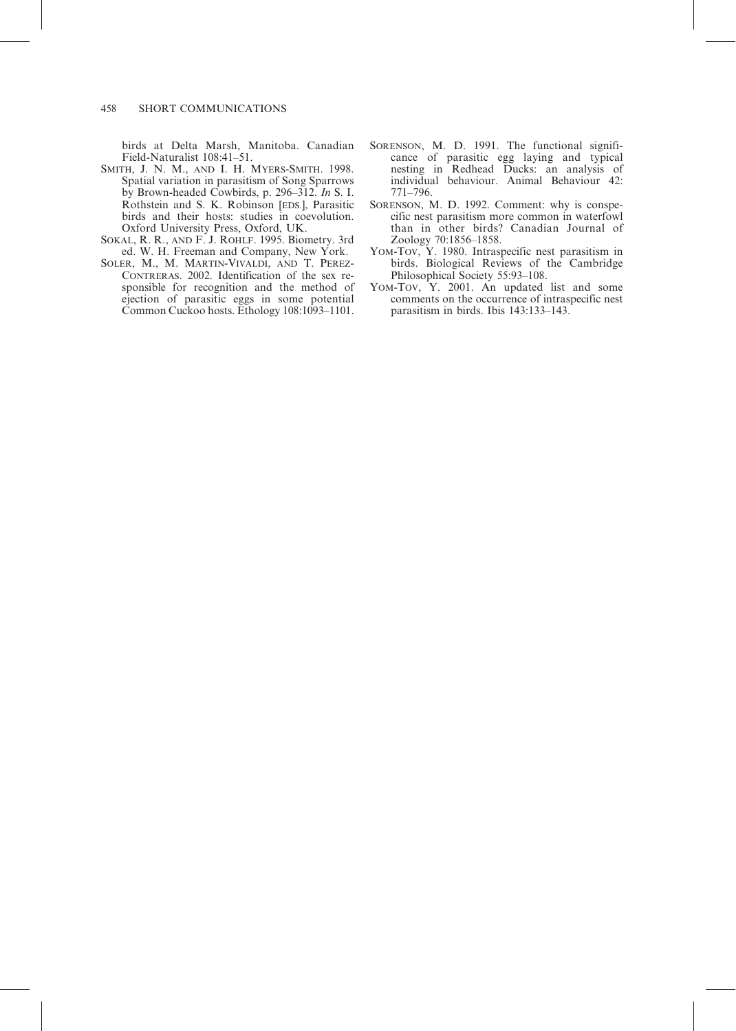birds at Delta Marsh, Manitoba. Canadian Field-Naturalist 108:41–51.

SMITH, J. N. M., AND I. H. MYERS-SMITH. 1998. Spatial variation in parasitism of Song Sparrows by Brown-headed Cowbirds, p. 296–312. *In* S. I. Rothstein and S. K. Robinson [EDS.], Parasitic birds and their hosts: studies in coevolution. Oxford University Press, Oxford, UK.

SOKAL, R. R., AND F. J. ROHLF. 1995. Biometry. 3rd ed. W. H. Freeman and Company, New York.

SOLER, M., M. MARTIN-VIVALDI, AND T. PEREZ-CONTRERAS. 2002. Identification of the sex responsible for recognition and the method of ejection of parasitic eggs in some potential Common Cuckoo hosts. Ethology 108:1093–1101.

SORENSON, M. D. 1991. The functional significance of parasitic egg laying and typical nesting in Redhead Ducks: an analysis of individual behaviour. Animal Behaviour 42: 771–796.

SORENSON, M. D. 1992. Comment: why is conspecific nest parasitism more common in waterfowl than in other birds? Canadian Journal of Zoology 70:1856–1858.

YOM-TOV, Y. 1980. Intraspecific nest parasitism in birds. Biological Reviews of the Cambridge Philosophical Society 55:93–108.

YOM-TOV, Y. 2001. An updated list and some comments on the occurrence of intraspecific nest parasitism in birds. Ibis 143:133–143.